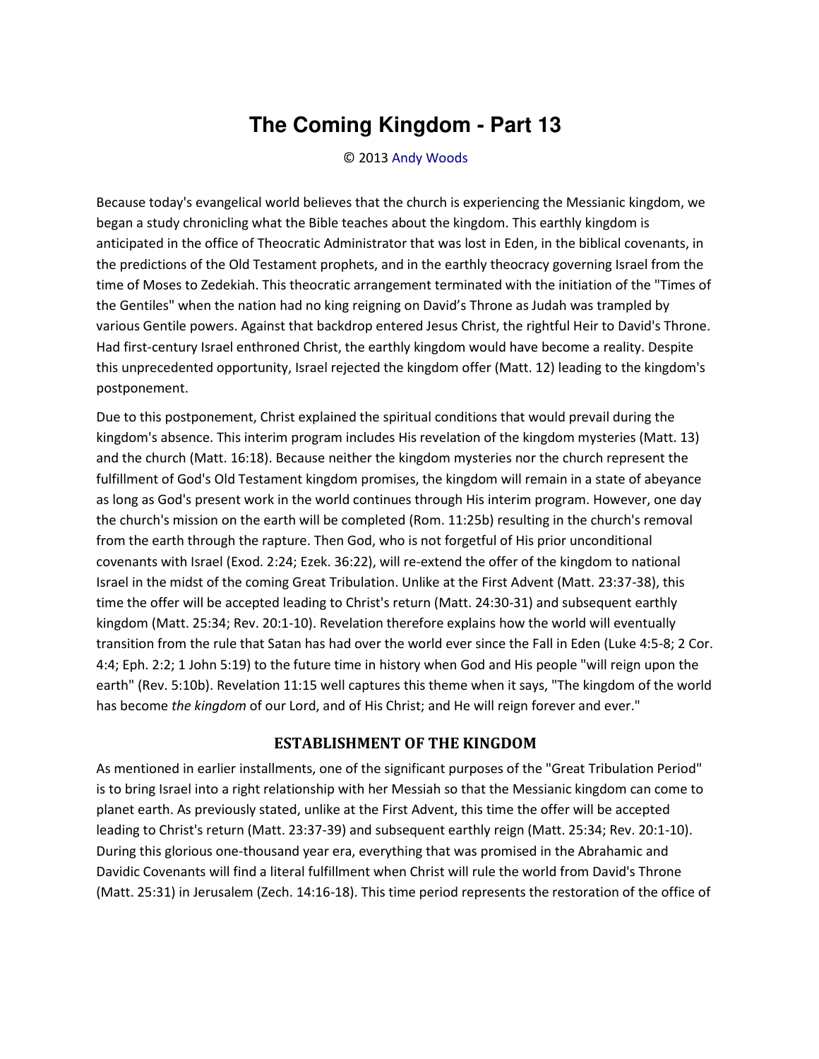# The Coming Kingdom - Part 13

© 2013 Andy Woods

Because today's evangelical world believes that the church is experiencing the Messianic kingdom, we began a study chronicling what the Bible teaches about the kingdom. This earthly kingdom is anticipated in the office of Theocratic Administrator that was lost in Eden, in the biblical covenants, in the predictions of the Old Testament prophets, and in the earthly theocracy governing Israel from the time of Moses to Zedekiah. This theocratic arrangement terminated with the initiation of the "Times of the Gentiles" when the nation had no king reigning on David's Throne as Judah was trampled by various Gentile powers. Against that backdrop entered Jesus Christ, the rightful Heir to David's Throne. Had first-century Israel enthroned Christ, the earthly kingdom would have become a reality. Despite this unprecedented opportunity, Israel rejected the kingdom offer (Matt. 12) leading to the kingdom's postponement.

Due to this postponement, Christ explained the spiritual conditions that would prevail during the kingdom's absence. This interim program includes His revelation of the kingdom mysteries (Matt. 13) and the church (Matt. 16:18). Because neither the kingdom mysteries nor the church represent the fulfillment of God's Old Testament kingdom promises, the kingdom will remain in a state of abeyance as long as God's present work in the world continues through His interim program. However, one day the church's mission on the earth will be completed (Rom. 11:25b) resulting in the church's removal from the earth through the rapture. Then God, who is not forgetful of His prior unconditional covenants with Israel (Exod. 2:24; Ezek. 36:22), will re-extend the offer of the kingdom to national Israel in the midst of the coming Great Tribulation. Unlike at the First Advent (Matt. 23:37-38), this time the offer will be accepted leading to Christ's return (Matt. 24:30-31) and subsequent earthly kingdom (Matt. 25:34; Rev. 20:1-10). Revelation therefore explains how the world will eventually transition from the rule that Satan has had over the world ever since the Fall in Eden (Luke 4:5-8; 2 Cor. 4:4; Eph. 2:2; 1 John 5:19) to the future time in history when God and His people "will reign upon the earth" (Rev. 5:10b). Revelation 11:15 well captures this theme when it says, "The kingdom of the world has become *the kingdom* of our Lord, and of His Christ; and He will reign forever and ever."

## ESTABLISHMENT OF THE KINGDOM

As mentioned in earlier installments, one of the significant purposes of the "Great Tribulation Period" is to bring Israel into a right relationship with her Messiah so that the Messianic kingdom can come to planet earth. As previously stated, unlike at the First Advent, this time the offer will be accepted leading to Christ's return (Matt. 23:37-39) and subsequent earthly reign (Matt. 25:34; Rev. 20:1-10). During this glorious one-thousand year era, everything that was promised in the Abrahamic and Davidic Covenants will find a literal fulfillment when Christ will rule the world from David's Throne (Matt. 25:31) in Jerusalem (Zech. 14:16-18). This time period represents the restoration of the office of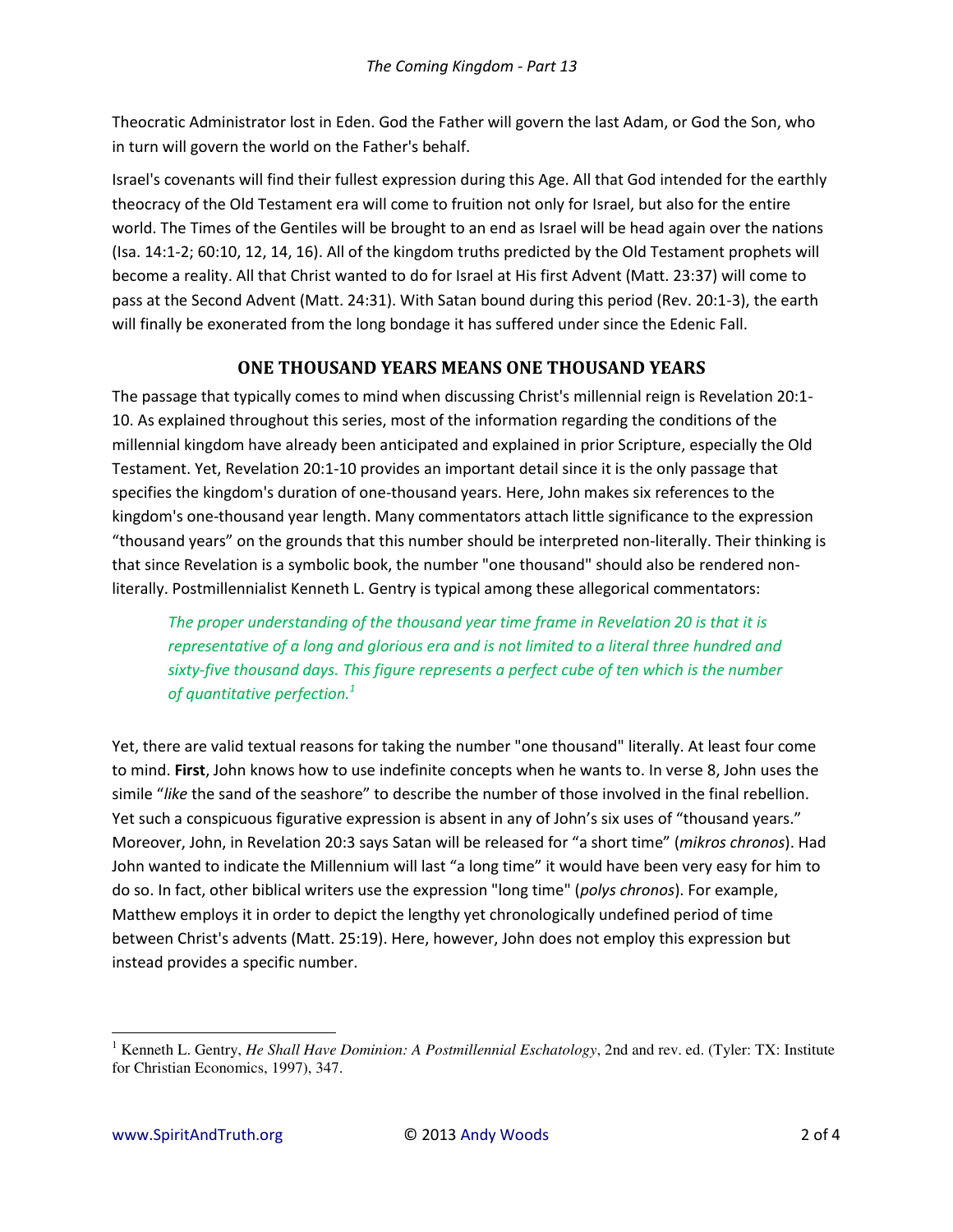Theocratic Administrator lost in Eden. God the Father will govern the last Adam, or God the Son, who in turn will govern the world on the Father's behalf.

Israel's covenants will find their fullest expression during this Age. All that God intended for the earthly theocracy of the Old Testament era will come to fruition not only for Israel, but also for the entire world. The Times of the Gentiles will be brought to an end as Israel will be head again over the nations (Isa. 14:1-2; 60:10, 12, 14, 16). All of the kingdom truths predicted by the Old Testament prophets will become a reality. All that Christ wanted to do for Israel at His first Advent (Matt. 23:37) will come to pass at the Second Advent (Matt. 24:31). With Satan bound during this period (Rev. 20:1-3), the earth will finally be exonerated from the long bondage it has suffered under since the Edenic Fall.

## ONE THOUSAND YEARS MEANS ONE THOUSAND YEARS

The passage that typically comes to mind when discussing Christ's millennial reign is Revelation 20:1-10. As explained throughout this series, most of the information regarding the conditions of the millennial kingdom have already been anticipated and explained in prior Scripture, especially the Old Testament. Yet, Revelation 20:1-10 provides an important detail since it is the only passage that specifies the kingdom's duration of one-thousand years. Here, John makes six references to the kingdom's one-thousand year length. Many commentators attach little significance to the expression "thousand years" on the grounds that this number should be interpreted non-literally. Their thinking is that since Revelation is a symbolic book, the number "one thousand" should also be rendered non-literally. Postmillennialist Kenneth L. Gentry is typical among these allegorical commentators:

> *The proper understanding of the thousand year time frame in Revelation 20 is that it is representative of a long and glorious era and is not limited to a literal three hundred and sixty-five thousand days. This figure represents a perfect cube of ten which is the number of quantitative perfection.*[1]

Yet, there are valid textual reasons for taking the number "one thousand" literally. At least four come to mind. **First**, John knows how to use indefinite concepts when he wants to. In verse 8, John uses the simile "*like* the sand of the seashore" to describe the number of those involved in the final rebellion. Yet such a conspicuous figurative expression is absent in any of John's six uses of "thousand years." Moreover, John, in Revelation 20:3 says Satan will be released for "a short time" (*mikros chronos*). Had John wanted to indicate the Millennium will last "a long time" it would have been very easy for him to do so. In fact, other biblical writers use the expression "long time" (*polys chronos*). For example, Matthew employs it in order to depict the lengthy yet chronologically undefined period of time between Christ's advents (Matt. 25:19). Here, however, John does not employ this expression but instead provides a specific number.

---

[1] Kenneth L. Gentry, *He Shall Have Dominion: A Postmillennial Eschatology*, 2nd and rev. ed. (Tyler: TX: Institute for Christian Economics, 1997), 347.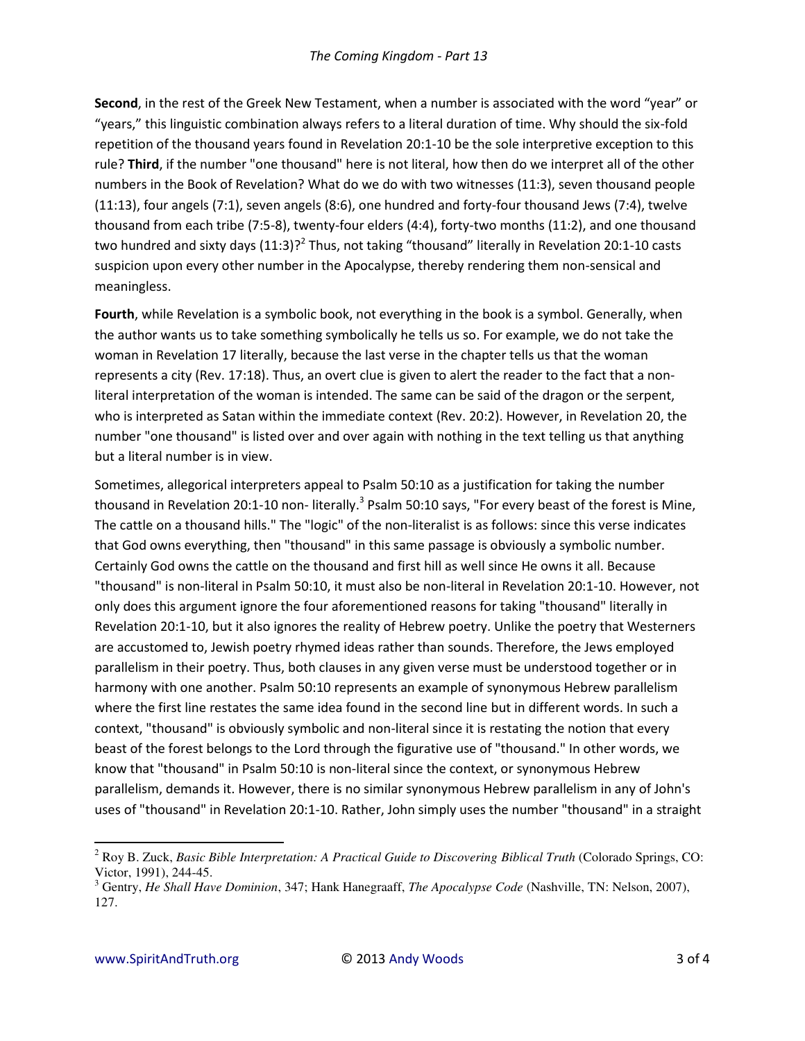**Second**, in the rest of the Greek New Testament, when a number is associated with the word "year" or "years," this linguistic combination always refers to a literal duration of time. Why should the six-fold repetition of the thousand years found in Revelation 20:1-10 be the sole interpretive exception to this rule? **Third**, if the number "one thousand" here is not literal, how then do we interpret all of the other numbers in the Book of Revelation? What do we do with two witnesses (11:3), seven thousand people (11:13), four angels (7:1), seven angels (8:6), one hundred and forty-four thousand Jews (7:4), twelve thousand from each tribe (7:5-8), twenty-four elders (4:4), forty-two months (11:2), and one thousand two hundred and sixty days (11:3)?[2] Thus, not taking "thousand" literally in Revelation 20:1-10 casts suspicion upon every other number in the Apocalypse, thereby rendering them non-sensical and meaningless.

**Fourth**, while Revelation is a symbolic book, not everything in the book is a symbol. Generally, when the author wants us to take something symbolically he tells us so. For example, we do not take the woman in Revelation 17 literally, because the last verse in the chapter tells us that the woman represents a city (Rev. 17:18). Thus, an overt clue is given to alert the reader to the fact that a non-literal interpretation of the woman is intended. The same can be said of the dragon or the serpent, who is interpreted as Satan within the immediate context (Rev. 20:2). However, in Revelation 20, the number "one thousand" is listed over and over again with nothing in the text telling us that anything but a literal number is in view.

Sometimes, allegorical interpreters appeal to Psalm 50:10 as a justification for taking the number thousand in Revelation 20:1-10 non- literally.[3] Psalm 50:10 says, "For every beast of the forest is Mine, The cattle on a thousand hills." The "logic" of the non-literalist is as follows: since this verse indicates that God owns everything, then "thousand" in this same passage is obviously a symbolic number. Certainly God owns the cattle on the thousand and first hill as well since He owns it all. Because "thousand" is non-literal in Psalm 50:10, it must also be non-literal in Revelation 20:1-10. However, not only does this argument ignore the four aforementioned reasons for taking "thousand" literally in Revelation 20:1-10, but it also ignores the reality of Hebrew poetry. Unlike the poetry that Westerners are accustomed to, Jewish poetry rhymed ideas rather than sounds. Therefore, the Jews employed parallelism in their poetry. Thus, both clauses in any given verse must be understood together or in harmony with one another. Psalm 50:10 represents an example of synonymous Hebrew parallelism where the first line restates the same idea found in the second line but in different words. In such a context, "thousand" is obviously symbolic and non-literal since it is restating the notion that every beast of the forest belongs to the Lord through the figurative use of "thousand." In other words, we know that "thousand" in Psalm 50:10 is non-literal since the context, or synonymous Hebrew parallelism, demands it. However, there is no similar synonymous Hebrew parallelism in any of John's uses of "thousand" in Revelation 20:1-10. Rather, John simply uses the number "thousand" in a straight

---

[2] Roy B. Zuck, *Basic Bible Interpretation: A Practical Guide to Discovering Biblical Truth* (Colorado Springs, CO: Victor, 1991), 244-45.

[3] Gentry, *He Shall Have Dominion*, 347; Hank Hanegraaff, *The Apocalypse Code* (Nashville, TN: Nelson, 2007), 127.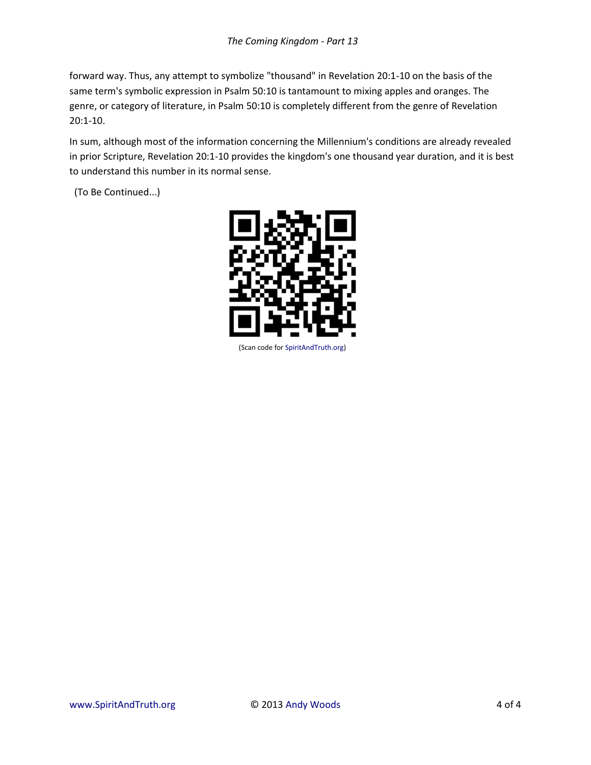forward way. Thus, any attempt to symbolize "thousand" in Revelation 20:1-10 on the basis of the same term's symbolic expression in Psalm 50:10 is tantamount to mixing apples and oranges. The genre, or category of literature, in Psalm 50:10 is completely different from the genre of Revelation 20:1-10.

In sum, although most of the information concerning the Millennium's conditions are already revealed in prior Scripture, Revelation 20:1-10 provides the kingdom's one thousand year duration, and it is best to understand this number in its normal sense.

(To Be Continued...)

(Scan code for SpiritAndTruth.org)